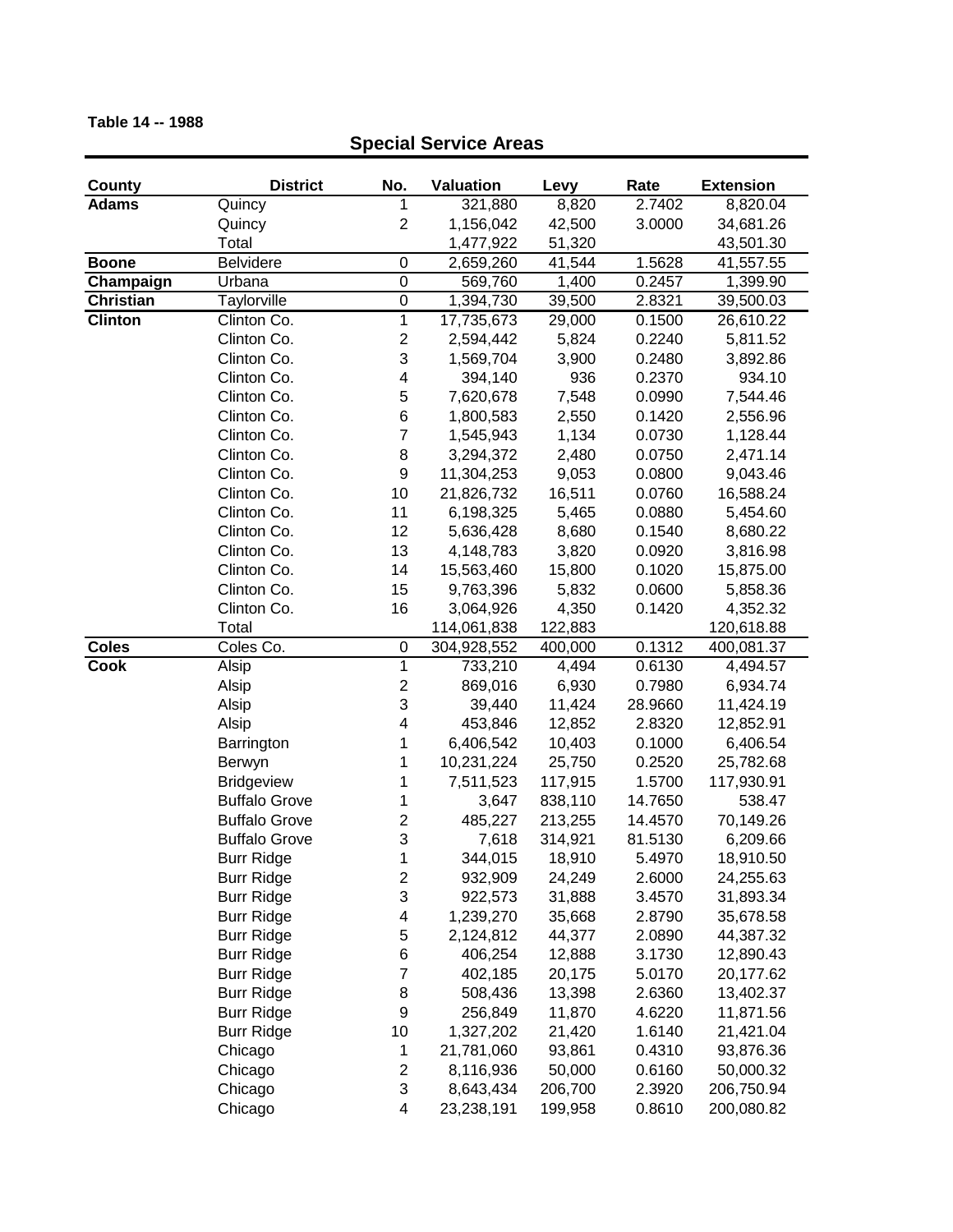**Table 14 -- 1988**

## Special Service Areas

| County | District | No. | Valuation | Levy | Rate | Extension |
|---|---|---|---|---|---|---|
| **Adams** | Quincy | 1 | 321,880 | 8,820 | 2.7402 | 8,820.04 |
| | Quincy | 2 | 1,156,042 | 42,500 | 3.0000 | 34,681.26 |
| | Total | | 1,477,922 | 51,320 | | 43,501.30 |
| **Boone** | Belvidere | 0 | 2,659,260 | 41,544 | 1.5628 | 41,557.55 |
| **Champaign** | Urbana | 0 | 569,760 | 1,400 | 0.2457 | 1,399.90 |
| **Christian** | Taylorville | 0 | 1,394,730 | 39,500 | 2.8321 | 39,500.03 |
| **Clinton** | Clinton Co. | 1 | 17,735,673 | 29,000 | 0.1500 | 26,610.22 |
| | Clinton Co. | 2 | 2,594,442 | 5,824 | 0.2240 | 5,811.52 |
| | Clinton Co. | 3 | 1,569,704 | 3,900 | 0.2480 | 3,892.86 |
| | Clinton Co. | 4 | 394,140 | 936 | 0.2370 | 934.10 |
| | Clinton Co. | 5 | 7,620,678 | 7,548 | 0.0990 | 7,544.46 |
| | Clinton Co. | 6 | 1,800,583 | 2,550 | 0.1420 | 2,556.96 |
| | Clinton Co. | 7 | 1,545,943 | 1,134 | 0.0730 | 1,128.44 |
| | Clinton Co. | 8 | 3,294,372 | 2,480 | 0.0750 | 2,471.14 |
| | Clinton Co. | 9 | 11,304,253 | 9,053 | 0.0800 | 9,043.46 |
| | Clinton Co. | 10 | 21,826,732 | 16,511 | 0.0760 | 16,588.24 |
| | Clinton Co. | 11 | 6,198,325 | 5,465 | 0.0880 | 5,454.60 |
| | Clinton Co. | 12 | 5,636,428 | 8,680 | 0.1540 | 8,680.22 |
| | Clinton Co. | 13 | 4,148,783 | 3,820 | 0.0920 | 3,816.98 |
| | Clinton Co. | 14 | 15,563,460 | 15,800 | 0.1020 | 15,875.00 |
| | Clinton Co. | 15 | 9,763,396 | 5,832 | 0.0600 | 5,858.36 |
| | Clinton Co. | 16 | 3,064,926 | 4,350 | 0.1420 | 4,352.32 |
| | Total | | 114,061,838 | 122,883 | | 120,618.88 |
| **Coles** | Coles Co. | 0 | 304,928,552 | 400,000 | 0.1312 | 400,081.37 |
| **Cook** | Alsip | 1 | 733,210 | 4,494 | 0.6130 | 4,494.57 |
| | Alsip | 2 | 869,016 | 6,930 | 0.7980 | 6,934.74 |
| | Alsip | 3 | 39,440 | 11,424 | 28.9660 | 11,424.19 |
| | Alsip | 4 | 453,846 | 12,852 | 2.8320 | 12,852.91 |
| | Barrington | 1 | 6,406,542 | 10,403 | 0.1000 | 6,406.54 |
| | Berwyn | 1 | 10,231,224 | 25,750 | 0.2520 | 25,782.68 |
| | Bridgeview | 1 | 7,511,523 | 117,915 | 1.5700 | 117,930.91 |
| | Buffalo Grove | 1 | 3,647 | 838,110 | 14.7650 | 538.47 |
| | Buffalo Grove | 2 | 485,227 | 213,255 | 14.4570 | 70,149.26 |
| | Buffalo Grove | 3 | 7,618 | 314,921 | 81.5130 | 6,209.66 |
| | Burr Ridge | 1 | 344,015 | 18,910 | 5.4970 | 18,910.50 |
| | Burr Ridge | 2 | 932,909 | 24,249 | 2.6000 | 24,255.63 |
| | Burr Ridge | 3 | 922,573 | 31,888 | 3.4570 | 31,893.34 |
| | Burr Ridge | 4 | 1,239,270 | 35,668 | 2.8790 | 35,678.58 |
| | Burr Ridge | 5 | 2,124,812 | 44,377 | 2.0890 | 44,387.32 |
| | Burr Ridge | 6 | 406,254 | 12,888 | 3.1730 | 12,890.43 |
| | Burr Ridge | 7 | 402,185 | 20,175 | 5.0170 | 20,177.62 |
| | Burr Ridge | 8 | 508,436 | 13,398 | 2.6360 | 13,402.37 |
| | Burr Ridge | 9 | 256,849 | 11,870 | 4.6220 | 11,871.56 |
| | Burr Ridge | 10 | 1,327,202 | 21,420 | 1.6140 | 21,421.04 |
| | Chicago | 1 | 21,781,060 | 93,861 | 0.4310 | 93,876.36 |
| | Chicago | 2 | 8,116,936 | 50,000 | 0.6160 | 50,000.32 |
| | Chicago | 3 | 8,643,434 | 206,700 | 2.3920 | 206,750.94 |
| | Chicago | 4 | 23,238,191 | 199,958 | 0.8610 | 200,080.82 |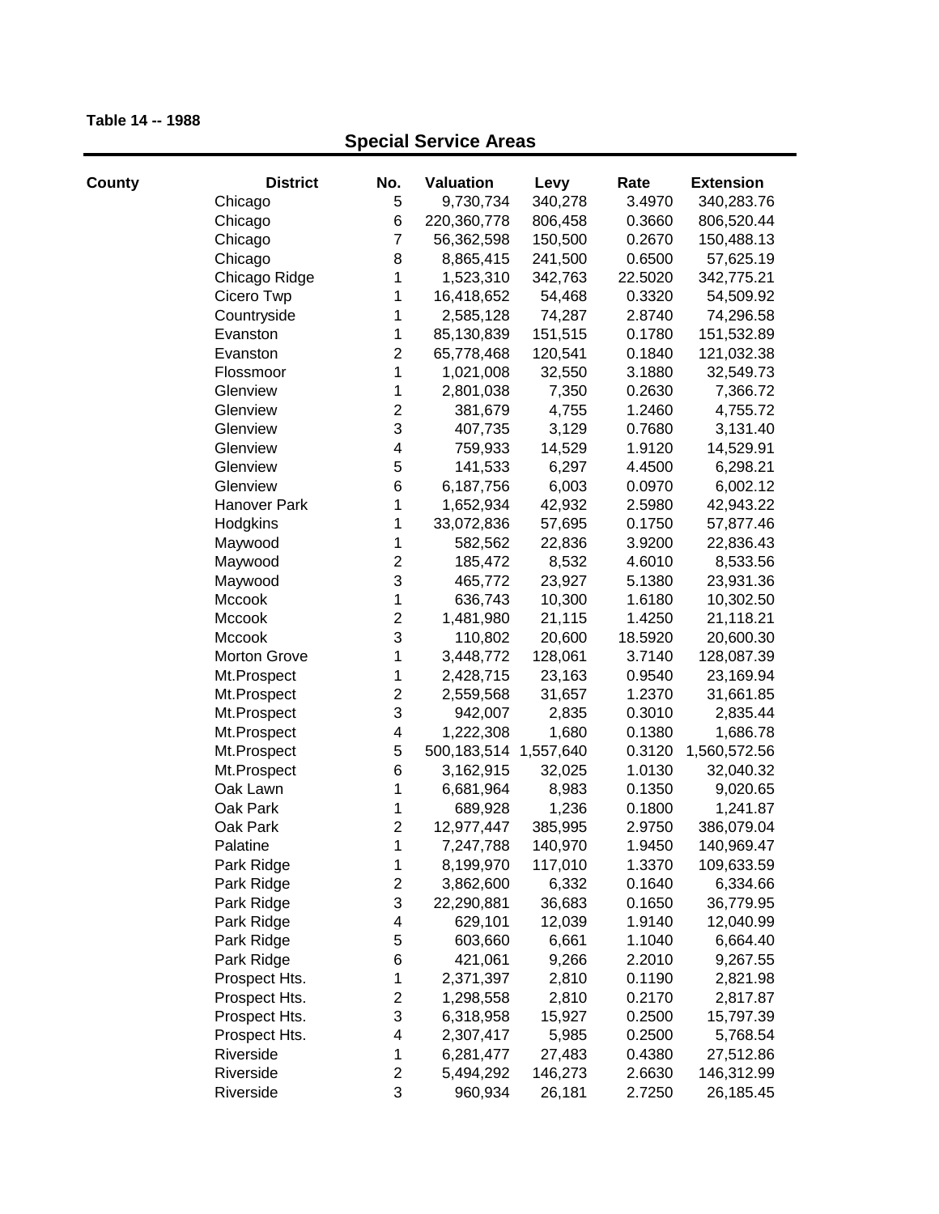**Table 14 -- 1988**

## Special Service Areas

| County | District | No. | Valuation | Levy | Rate | Extension |
|---|---|---|---|---|---|---|
| | Chicago | 5 | 9,730,734 | 340,278 | 3.4970 | 340,283.76 |
| | Chicago | 6 | 220,360,778 | 806,458 | 0.3660 | 806,520.44 |
| | Chicago | 7 | 56,362,598 | 150,500 | 0.2670 | 150,488.13 |
| | Chicago | 8 | 8,865,415 | 241,500 | 0.6500 | 57,625.19 |
| | Chicago Ridge | 1 | 1,523,310 | 342,763 | 22.5020 | 342,775.21 |
| | Cicero Twp | 1 | 16,418,652 | 54,468 | 0.3320 | 54,509.92 |
| | Countryside | 1 | 2,585,128 | 74,287 | 2.8740 | 74,296.58 |
| | Evanston | 1 | 85,130,839 | 151,515 | 0.1780 | 151,532.89 |
| | Evanston | 2 | 65,778,468 | 120,541 | 0.1840 | 121,032.38 |
| | Flossmoor | 1 | 1,021,008 | 32,550 | 3.1880 | 32,549.73 |
| | Glenview | 1 | 2,801,038 | 7,350 | 0.2630 | 7,366.72 |
| | Glenview | 2 | 381,679 | 4,755 | 1.2460 | 4,755.72 |
| | Glenview | 3 | 407,735 | 3,129 | 0.7680 | 3,131.40 |
| | Glenview | 4 | 759,933 | 14,529 | 1.9120 | 14,529.91 |
| | Glenview | 5 | 141,533 | 6,297 | 4.4500 | 6,298.21 |
| | Glenview | 6 | 6,187,756 | 6,003 | 0.0970 | 6,002.12 |
| | Hanover Park | 1 | 1,652,934 | 42,932 | 2.5980 | 42,943.22 |
| | Hodgkins | 1 | 33,072,836 | 57,695 | 0.1750 | 57,877.46 |
| | Maywood | 1 | 582,562 | 22,836 | 3.9200 | 22,836.43 |
| | Maywood | 2 | 185,472 | 8,532 | 4.6010 | 8,533.56 |
| | Maywood | 3 | 465,772 | 23,927 | 5.1380 | 23,931.36 |
| | Mccook | 1 | 636,743 | 10,300 | 1.6180 | 10,302.50 |
| | Mccook | 2 | 1,481,980 | 21,115 | 1.4250 | 21,118.21 |
| | Mccook | 3 | 110,802 | 20,600 | 18.5920 | 20,600.30 |
| | Morton Grove | 1 | 3,448,772 | 128,061 | 3.7140 | 128,087.39 |
| | Mt.Prospect | 1 | 2,428,715 | 23,163 | 0.9540 | 23,169.94 |
| | Mt.Prospect | 2 | 2,559,568 | 31,657 | 1.2370 | 31,661.85 |
| | Mt.Prospect | 3 | 942,007 | 2,835 | 0.3010 | 2,835.44 |
| | Mt.Prospect | 4 | 1,222,308 | 1,680 | 0.1380 | 1,686.78 |
| | Mt.Prospect | 5 | 500,183,514 | 1,557,640 | 0.3120 | 1,560,572.56 |
| | Mt.Prospect | 6 | 3,162,915 | 32,025 | 1.0130 | 32,040.32 |
| | Oak Lawn | 1 | 6,681,964 | 8,983 | 0.1350 | 9,020.65 |
| | Oak Park | 1 | 689,928 | 1,236 | 0.1800 | 1,241.87 |
| | Oak Park | 2 | 12,977,447 | 385,995 | 2.9750 | 386,079.04 |
| | Palatine | 1 | 7,247,788 | 140,970 | 1.9450 | 140,969.47 |
| | Park Ridge | 1 | 8,199,970 | 117,010 | 1.3370 | 109,633.59 |
| | Park Ridge | 2 | 3,862,600 | 6,332 | 0.1640 | 6,334.66 |
| | Park Ridge | 3 | 22,290,881 | 36,683 | 0.1650 | 36,779.95 |
| | Park Ridge | 4 | 629,101 | 12,039 | 1.9140 | 12,040.99 |
| | Park Ridge | 5 | 603,660 | 6,661 | 1.1040 | 6,664.40 |
| | Park Ridge | 6 | 421,061 | 9,266 | 2.2010 | 9,267.55 |
| | Prospect Hts. | 1 | 2,371,397 | 2,810 | 0.1190 | 2,821.98 |
| | Prospect Hts. | 2 | 1,298,558 | 2,810 | 0.2170 | 2,817.87 |
| | Prospect Hts. | 3 | 6,318,958 | 15,927 | 0.2500 | 15,797.39 |
| | Prospect Hts. | 4 | 2,307,417 | 5,985 | 0.2500 | 5,768.54 |
| | Riverside | 1 | 6,281,477 | 27,483 | 0.4380 | 27,512.86 |
| | Riverside | 2 | 5,494,292 | 146,273 | 2.6630 | 146,312.99 |
| | Riverside | 3 | 960,934 | 26,181 | 2.7250 | 26,185.45 |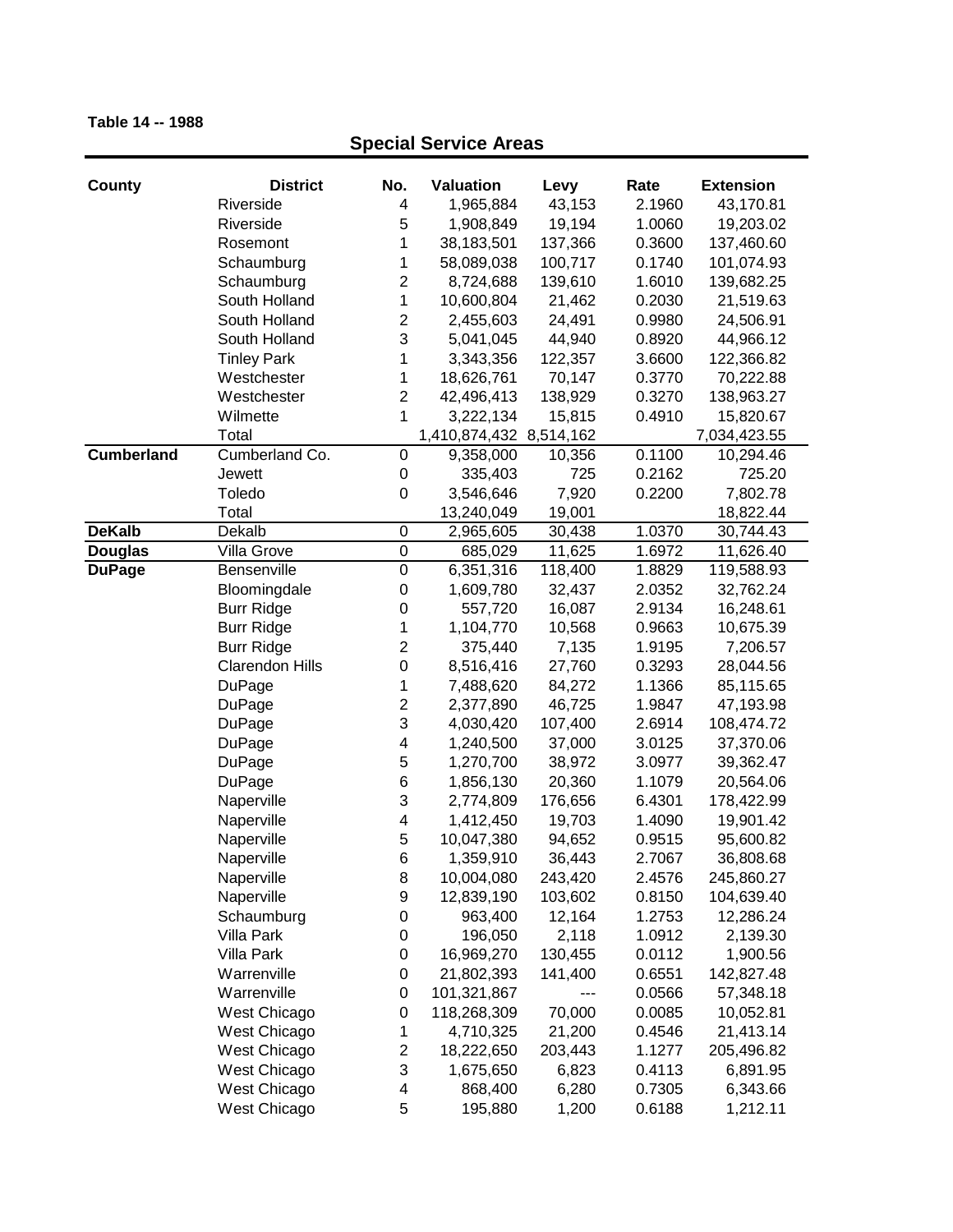**Table 14 -- 1988**

## Special Service Areas

| County | District | No. | Valuation | Levy | Rate | Extension |
|---|---|---|---|---|---|---|
| | Riverside | 4 | 1,965,884 | 43,153 | 2.1960 | 43,170.81 |
| | Riverside | 5 | 1,908,849 | 19,194 | 1.0060 | 19,203.02 |
| | Rosemont | 1 | 38,183,501 | 137,366 | 0.3600 | 137,460.60 |
| | Schaumburg | 1 | 58,089,038 | 100,717 | 0.1740 | 101,074.93 |
| | Schaumburg | 2 | 8,724,688 | 139,610 | 1.6010 | 139,682.25 |
| | South Holland | 1 | 10,600,804 | 21,462 | 0.2030 | 21,519.63 |
| | South Holland | 2 | 2,455,603 | 24,491 | 0.9980 | 24,506.91 |
| | South Holland | 3 | 5,041,045 | 44,940 | 0.8920 | 44,966.12 |
| | Tinley Park | 1 | 3,343,356 | 122,357 | 3.6600 | 122,366.82 |
| | Westchester | 1 | 18,626,761 | 70,147 | 0.3770 | 70,222.88 |
| | Westchester | 2 | 42,496,413 | 138,929 | 0.3270 | 138,963.27 |
| | Wilmette | 1 | 3,222,134 | 15,815 | 0.4910 | 15,820.67 |
| | Total | | 1,410,874,432 | 8,514,162 | | 7,034,423.55 |
| **Cumberland** | Cumberland Co. | 0 | 9,358,000 | 10,356 | 0.1100 | 10,294.46 |
| | Jewett | 0 | 335,403 | 725 | 0.2162 | 725.20 |
| | Toledo | 0 | 3,546,646 | 7,920 | 0.2200 | 7,802.78 |
| | Total | | 13,240,049 | 19,001 | | 18,822.44 |
| **DeKalb** | Dekalb | 0 | 2,965,605 | 30,438 | 1.0370 | 30,744.43 |
| **Douglas** | Villa Grove | 0 | 685,029 | 11,625 | 1.6972 | 11,626.40 |
| **DuPage** | Bensenville | 0 | 6,351,316 | 118,400 | 1.8829 | 119,588.93 |
| | Bloomingdale | 0 | 1,609,780 | 32,437 | 2.0352 | 32,762.24 |
| | Burr Ridge | 0 | 557,720 | 16,087 | 2.9134 | 16,248.61 |
| | Burr Ridge | 1 | 1,104,770 | 10,568 | 0.9663 | 10,675.39 |
| | Burr Ridge | 2 | 375,440 | 7,135 | 1.9195 | 7,206.57 |
| | Clarendon Hills | 0 | 8,516,416 | 27,760 | 0.3293 | 28,044.56 |
| | DuPage | 1 | 7,488,620 | 84,272 | 1.1366 | 85,115.65 |
| | DuPage | 2 | 2,377,890 | 46,725 | 1.9847 | 47,193.98 |
| | DuPage | 3 | 4,030,420 | 107,400 | 2.6914 | 108,474.72 |
| | DuPage | 4 | 1,240,500 | 37,000 | 3.0125 | 37,370.06 |
| | DuPage | 5 | 1,270,700 | 38,972 | 3.0977 | 39,362.47 |
| | DuPage | 6 | 1,856,130 | 20,360 | 1.1079 | 20,564.06 |
| | Naperville | 3 | 2,774,809 | 176,656 | 6.4301 | 178,422.99 |
| | Naperville | 4 | 1,412,450 | 19,703 | 1.4090 | 19,901.42 |
| | Naperville | 5 | 10,047,380 | 94,652 | 0.9515 | 95,600.82 |
| | Naperville | 6 | 1,359,910 | 36,443 | 2.7067 | 36,808.68 |
| | Naperville | 8 | 10,004,080 | 243,420 | 2.4576 | 245,860.27 |
| | Naperville | 9 | 12,839,190 | 103,602 | 0.8150 | 104,639.40 |
| | Schaumburg | 0 | 963,400 | 12,164 | 1.2753 | 12,286.24 |
| | Villa Park | 0 | 196,050 | 2,118 | 1.0912 | 2,139.30 |
| | Villa Park | 0 | 16,969,270 | 130,455 | 0.0112 | 1,900.56 |
| | Warrenville | 0 | 21,802,393 | 141,400 | 0.6551 | 142,827.48 |
| | Warrenville | 0 | 101,321,867 | --- | 0.0566 | 57,348.18 |
| | West Chicago | 0 | 118,268,309 | 70,000 | 0.0085 | 10,052.81 |
| | West Chicago | 1 | 4,710,325 | 21,200 | 0.4546 | 21,413.14 |
| | West Chicago | 2 | 18,222,650 | 203,443 | 1.1277 | 205,496.82 |
| | West Chicago | 3 | 1,675,650 | 6,823 | 0.4113 | 6,891.95 |
| | West Chicago | 4 | 868,400 | 6,280 | 0.7305 | 6,343.66 |
| | West Chicago | 5 | 195,880 | 1,200 | 0.6188 | 1,212.11 |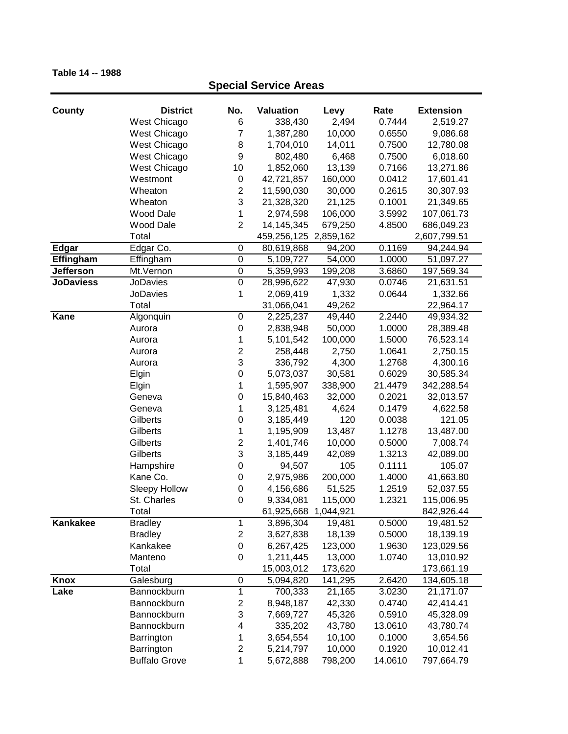**Table 14 -- 1988**

## Special Service Areas

| County | District | No. | Valuation | Levy | Rate | Extension |
|---|---|---|---|---|---|---|
| | West Chicago | 6 | 338,430 | 2,494 | 0.7444 | 2,519.27 |
| | West Chicago | 7 | 1,387,280 | 10,000 | 0.6550 | 9,086.68 |
| | West Chicago | 8 | 1,704,010 | 14,011 | 0.7500 | 12,780.08 |
| | West Chicago | 9 | 802,480 | 6,468 | 0.7500 | 6,018.60 |
| | West Chicago | 10 | 1,852,060 | 13,139 | 0.7166 | 13,271.86 |
| | Westmont | 0 | 42,721,857 | 160,000 | 0.0412 | 17,601.41 |
| | Wheaton | 2 | 11,590,030 | 30,000 | 0.2615 | 30,307.93 |
| | Wheaton | 3 | 21,328,320 | 21,125 | 0.1001 | 21,349.65 |
| | Wood Dale | 1 | 2,974,598 | 106,000 | 3.5992 | 107,061.73 |
| | Wood Dale | 2 | 14,145,345 | 679,250 | 4.8500 | 686,049.23 |
| | Total | | 459,256,125 | 2,859,162 | | 2,607,799.51 |
| **Edgar** | Edgar Co. | 0 | 80,619,868 | 94,200 | 0.1169 | 94,244.94 |
| **Effingham** | Effingham | 0 | 5,109,727 | 54,000 | 1.0000 | 51,097.27 |
| **Jefferson** | Mt.Vernon | 0 | 5,359,993 | 199,208 | 3.6860 | 197,569.34 |
| **JoDaviess** | JoDavies | 0 | 28,996,622 | 47,930 | 0.0746 | 21,631.51 |
| | JoDavies | 1 | 2,069,419 | 1,332 | 0.0644 | 1,332.66 |
| | Total | | 31,066,041 | 49,262 | | 22,964.17 |
| **Kane** | Algonquin | 0 | 2,225,237 | 49,440 | 2.2440 | 49,934.32 |
| | Aurora | 0 | 2,838,948 | 50,000 | 1.0000 | 28,389.48 |
| | Aurora | 1 | 5,101,542 | 100,000 | 1.5000 | 76,523.14 |
| | Aurora | 2 | 258,448 | 2,750 | 1.0641 | 2,750.15 |
| | Aurora | 3 | 336,792 | 4,300 | 1.2768 | 4,300.16 |
| | Elgin | 0 | 5,073,037 | 30,581 | 0.6029 | 30,585.34 |
| | Elgin | 1 | 1,595,907 | 338,900 | 21.4479 | 342,288.54 |
| | Geneva | 0 | 15,840,463 | 32,000 | 0.2021 | 32,013.57 |
| | Geneva | 1 | 3,125,481 | 4,624 | 0.1479 | 4,622.58 |
| | Gilberts | 0 | 3,185,449 | 120 | 0.0038 | 121.05 |
| | Gilberts | 1 | 1,195,909 | 13,487 | 1.1278 | 13,487.00 |
| | Gilberts | 2 | 1,401,746 | 10,000 | 0.5000 | 7,008.74 |
| | Gilberts | 3 | 3,185,449 | 42,089 | 1.3213 | 42,089.00 |
| | Hampshire | 0 | 94,507 | 105 | 0.1111 | 105.07 |
| | Kane Co. | 0 | 2,975,986 | 200,000 | 1.4000 | 41,663.80 |
| | Sleepy Hollow | 0 | 4,156,686 | 51,525 | 1.2519 | 52,037.55 |
| | St. Charles | 0 | 9,334,081 | 115,000 | 1.2321 | 115,006.95 |
| | Total | | 61,925,668 | 1,044,921 | | 842,926.44 |
| **Kankakee** | Bradley | 1 | 3,896,304 | 19,481 | 0.5000 | 19,481.52 |
| | Bradley | 2 | 3,627,838 | 18,139 | 0.5000 | 18,139.19 |
| | Kankakee | 0 | 6,267,425 | 123,000 | 1.9630 | 123,029.56 |
| | Manteno | 0 | 1,211,445 | 13,000 | 1.0740 | 13,010.92 |
| | Total | | 15,003,012 | 173,620 | | 173,661.19 |
| **Knox** | Galesburg | 0 | 5,094,820 | 141,295 | 2.6420 | 134,605.18 |
| **Lake** | Bannockburn | 1 | 700,333 | 21,165 | 3.0230 | 21,171.07 |
| | Bannockburn | 2 | 8,948,187 | 42,330 | 0.4740 | 42,414.41 |
| | Bannockburn | 3 | 7,669,727 | 45,326 | 0.5910 | 45,328.09 |
| | Bannockburn | 4 | 335,202 | 43,780 | 13.0610 | 43,780.74 |
| | Barrington | 1 | 3,654,554 | 10,100 | 0.1000 | 3,654.56 |
| | Barrington | 2 | 5,214,797 | 10,000 | 0.1920 | 10,012.41 |
| | Buffalo Grove | 1 | 5,672,888 | 798,200 | 14.0610 | 797,664.79 |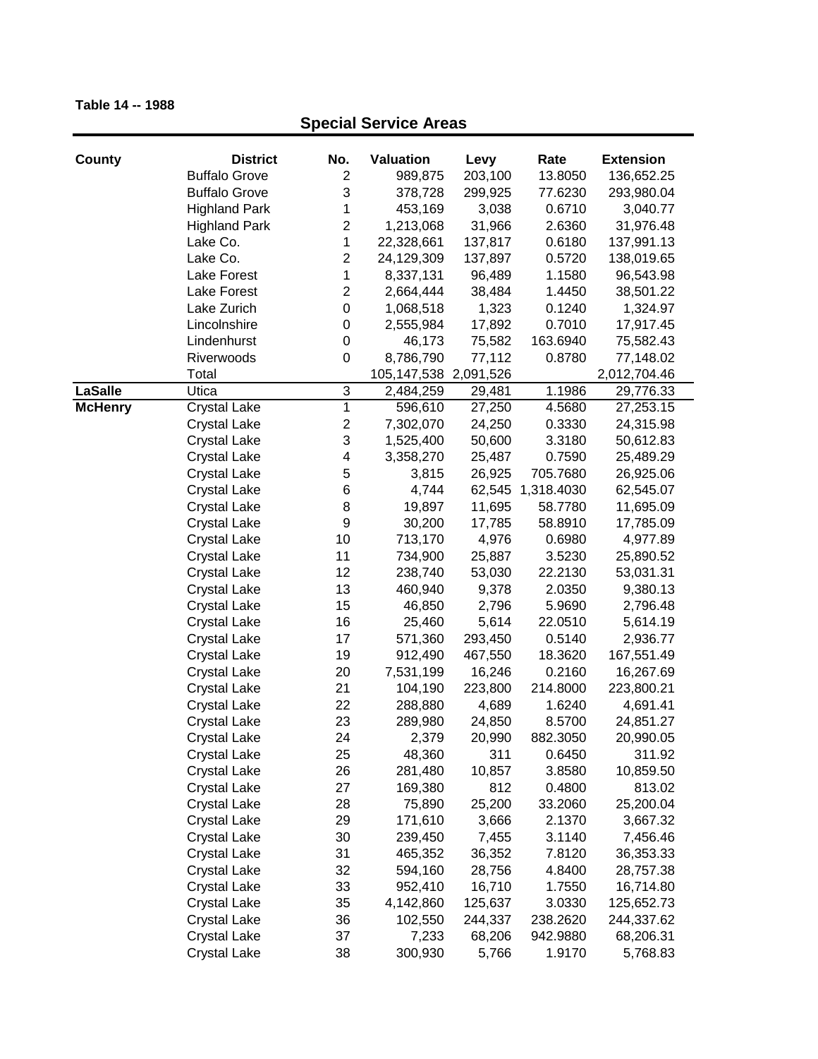**Table 14 -- 1988**

## Special Service Areas

| County | District | No. | Valuation | Levy | Rate | Extension |
|---|---|---|---|---|---|---|
| | Buffalo Grove | 2 | 989,875 | 203,100 | 13.8050 | 136,652.25 |
| | Buffalo Grove | 3 | 378,728 | 299,925 | 77.6230 | 293,980.04 |
| | Highland Park | 1 | 453,169 | 3,038 | 0.6710 | 3,040.77 |
| | Highland Park | 2 | 1,213,068 | 31,966 | 2.6360 | 31,976.48 |
| | Lake Co. | 1 | 22,328,661 | 137,817 | 0.6180 | 137,991.13 |
| | Lake Co. | 2 | 24,129,309 | 137,897 | 0.5720 | 138,019.65 |
| | Lake Forest | 1 | 8,337,131 | 96,489 | 1.1580 | 96,543.98 |
| | Lake Forest | 2 | 2,664,444 | 38,484 | 1.4450 | 38,501.22 |
| | Lake Zurich | 0 | 1,068,518 | 1,323 | 0.1240 | 1,324.97 |
| | Lincolnshire | 0 | 2,555,984 | 17,892 | 0.7010 | 17,917.45 |
| | Lindenhurst | 0 | 46,173 | 75,582 | 163.6940 | 75,582.43 |
| | Riverwoods | 0 | 8,786,790 | 77,112 | 0.8780 | 77,148.02 |
| | Total | | 105,147,538 | 2,091,526 | | 2,012,704.46 |
| **LaSalle** | Utica | 3 | 2,484,259 | 29,481 | 1.1986 | 29,776.33 |
| **McHenry** | Crystal Lake | 1 | 596,610 | 27,250 | 4.5680 | 27,253.15 |
| | Crystal Lake | 2 | 7,302,070 | 24,250 | 0.3330 | 24,315.98 |
| | Crystal Lake | 3 | 1,525,400 | 50,600 | 3.3180 | 50,612.83 |
| | Crystal Lake | 4 | 3,358,270 | 25,487 | 0.7590 | 25,489.29 |
| | Crystal Lake | 5 | 3,815 | 26,925 | 705.7680 | 26,925.06 |
| | Crystal Lake | 6 | 4,744 | 62,545 | 1,318.4030 | 62,545.07 |
| | Crystal Lake | 8 | 19,897 | 11,695 | 58.7780 | 11,695.09 |
| | Crystal Lake | 9 | 30,200 | 17,785 | 58.8910 | 17,785.09 |
| | Crystal Lake | 10 | 713,170 | 4,976 | 0.6980 | 4,977.89 |
| | Crystal Lake | 11 | 734,900 | 25,887 | 3.5230 | 25,890.52 |
| | Crystal Lake | 12 | 238,740 | 53,030 | 22.2130 | 53,031.31 |
| | Crystal Lake | 13 | 460,940 | 9,378 | 2.0350 | 9,380.13 |
| | Crystal Lake | 15 | 46,850 | 2,796 | 5.9690 | 2,796.48 |
| | Crystal Lake | 16 | 25,460 | 5,614 | 22.0510 | 5,614.19 |
| | Crystal Lake | 17 | 571,360 | 293,450 | 0.5140 | 2,936.77 |
| | Crystal Lake | 19 | 912,490 | 467,550 | 18.3620 | 167,551.49 |
| | Crystal Lake | 20 | 7,531,199 | 16,246 | 0.2160 | 16,267.69 |
| | Crystal Lake | 21 | 104,190 | 223,800 | 214.8000 | 223,800.21 |
| | Crystal Lake | 22 | 288,880 | 4,689 | 1.6240 | 4,691.41 |
| | Crystal Lake | 23 | 289,980 | 24,850 | 8.5700 | 24,851.27 |
| | Crystal Lake | 24 | 2,379 | 20,990 | 882.3050 | 20,990.05 |
| | Crystal Lake | 25 | 48,360 | 311 | 0.6450 | 311.92 |
| | Crystal Lake | 26 | 281,480 | 10,857 | 3.8580 | 10,859.50 |
| | Crystal Lake | 27 | 169,380 | 812 | 0.4800 | 813.02 |
| | Crystal Lake | 28 | 75,890 | 25,200 | 33.2060 | 25,200.04 |
| | Crystal Lake | 29 | 171,610 | 3,666 | 2.1370 | 3,667.32 |
| | Crystal Lake | 30 | 239,450 | 7,455 | 3.1140 | 7,456.46 |
| | Crystal Lake | 31 | 465,352 | 36,352 | 7.8120 | 36,353.33 |
| | Crystal Lake | 32 | 594,160 | 28,756 | 4.8400 | 28,757.38 |
| | Crystal Lake | 33 | 952,410 | 16,710 | 1.7550 | 16,714.80 |
| | Crystal Lake | 35 | 4,142,860 | 125,637 | 3.0330 | 125,652.73 |
| | Crystal Lake | 36 | 102,550 | 244,337 | 238.2620 | 244,337.62 |
| | Crystal Lake | 37 | 7,233 | 68,206 | 942.9880 | 68,206.31 |
| | Crystal Lake | 38 | 300,930 | 5,766 | 1.9170 | 5,768.83 |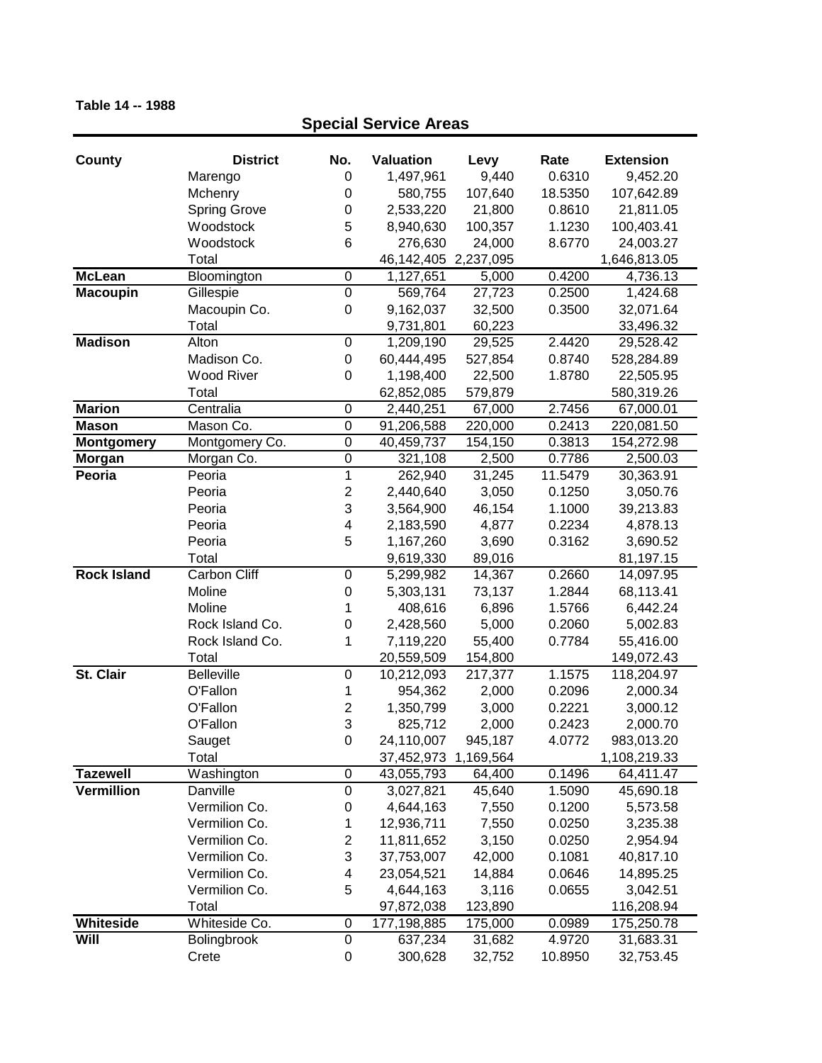**Table 14 -- 1988**

## Special Service Areas

| County | District | No. | Valuation | Levy | Rate | Extension |
|---|---|---|---|---|---|---|
| | Marengo | 0 | 1,497,961 | 9,440 | 0.6310 | 9,452.20 |
| | Mchenry | 0 | 580,755 | 107,640 | 18.5350 | 107,642.89 |
| | Spring Grove | 0 | 2,533,220 | 21,800 | 0.8610 | 21,811.05 |
| | Woodstock | 5 | 8,940,630 | 100,357 | 1.1230 | 100,403.41 |
| | Woodstock | 6 | 276,630 | 24,000 | 8.6770 | 24,003.27 |
| | Total | | 46,142,405 | 2,237,095 | | 1,646,813.05 |
| **McLean** | Bloomington | 0 | 1,127,651 | 5,000 | 0.4200 | 4,736.13 |
| **Macoupin** | Gillespie | 0 | 569,764 | 27,723 | 0.2500 | 1,424.68 |
| | Macoupin Co. | 0 | 9,162,037 | 32,500 | 0.3500 | 32,071.64 |
| | Total | | 9,731,801 | 60,223 | | 33,496.32 |
| **Madison** | Alton | 0 | 1,209,190 | 29,525 | 2.4420 | 29,528.42 |
| | Madison Co. | 0 | 60,444,495 | 527,854 | 0.8740 | 528,284.89 |
| | Wood River | 0 | 1,198,400 | 22,500 | 1.8780 | 22,505.95 |
| | Total | | 62,852,085 | 579,879 | | 580,319.26 |
| **Marion** | Centralia | 0 | 2,440,251 | 67,000 | 2.7456 | 67,000.01 |
| **Mason** | Mason Co. | 0 | 91,206,588 | 220,000 | 0.2413 | 220,081.50 |
| **Montgomery** | Montgomery Co. | 0 | 40,459,737 | 154,150 | 0.3813 | 154,272.98 |
| **Morgan** | Morgan Co. | 0 | 321,108 | 2,500 | 0.7786 | 2,500.03 |
| **Peoria** | Peoria | 1 | 262,940 | 31,245 | 11.5479 | 30,363.91 |
| | Peoria | 2 | 2,440,640 | 3,050 | 0.1250 | 3,050.76 |
| | Peoria | 3 | 3,564,900 | 46,154 | 1.1000 | 39,213.83 |
| | Peoria | 4 | 2,183,590 | 4,877 | 0.2234 | 4,878.13 |
| | Peoria | 5 | 1,167,260 | 3,690 | 0.3162 | 3,690.52 |
| | Total | | 9,619,330 | 89,016 | | 81,197.15 |
| **Rock Island** | Carbon Cliff | 0 | 5,299,982 | 14,367 | 0.2660 | 14,097.95 |
| | Moline | 0 | 5,303,131 | 73,137 | 1.2844 | 68,113.41 |
| | Moline | 1 | 408,616 | 6,896 | 1.5766 | 6,442.24 |
| | Rock Island Co. | 0 | 2,428,560 | 5,000 | 0.2060 | 5,002.83 |
| | Rock Island Co. | 1 | 7,119,220 | 55,400 | 0.7784 | 55,416.00 |
| | Total | | 20,559,509 | 154,800 | | 149,072.43 |
| **St. Clair** | Belleville | 0 | 10,212,093 | 217,377 | 1.1575 | 118,204.97 |
| | O'Fallon | 1 | 954,362 | 2,000 | 0.2096 | 2,000.34 |
| | O'Fallon | 2 | 1,350,799 | 3,000 | 0.2221 | 3,000.12 |
| | O'Fallon | 3 | 825,712 | 2,000 | 0.2423 | 2,000.70 |
| | Sauget | 0 | 24,110,007 | 945,187 | 4.0772 | 983,013.20 |
| | Total | | 37,452,973 | 1,169,564 | | 1,108,219.33 |
| **Tazewell** | Washington | 0 | 43,055,793 | 64,400 | 0.1496 | 64,411.47 |
| **Vermillion** | Danville | 0 | 3,027,821 | 45,640 | 1.5090 | 45,690.18 |
| | Vermilion Co. | 0 | 4,644,163 | 7,550 | 0.1200 | 5,573.58 |
| | Vermilion Co. | 1 | 12,936,711 | 7,550 | 0.0250 | 3,235.38 |
| | Vermilion Co. | 2 | 11,811,652 | 3,150 | 0.0250 | 2,954.94 |
| | Vermilion Co. | 3 | 37,753,007 | 42,000 | 0.1081 | 40,817.10 |
| | Vermilion Co. | 4 | 23,054,521 | 14,884 | 0.0646 | 14,895.25 |
| | Vermilion Co. | 5 | 4,644,163 | 3,116 | 0.0655 | 3,042.51 |
| | Total | | 97,872,038 | 123,890 | | 116,208.94 |
| **Whiteside** | Whiteside Co. | 0 | 177,198,885 | 175,000 | 0.0989 | 175,250.78 |
| **Will** | Bolingbrook | 0 | 637,234 | 31,682 | 4.9720 | 31,683.31 |
| | Crete | 0 | 300,628 | 32,752 | 10.8950 | 32,753.45 |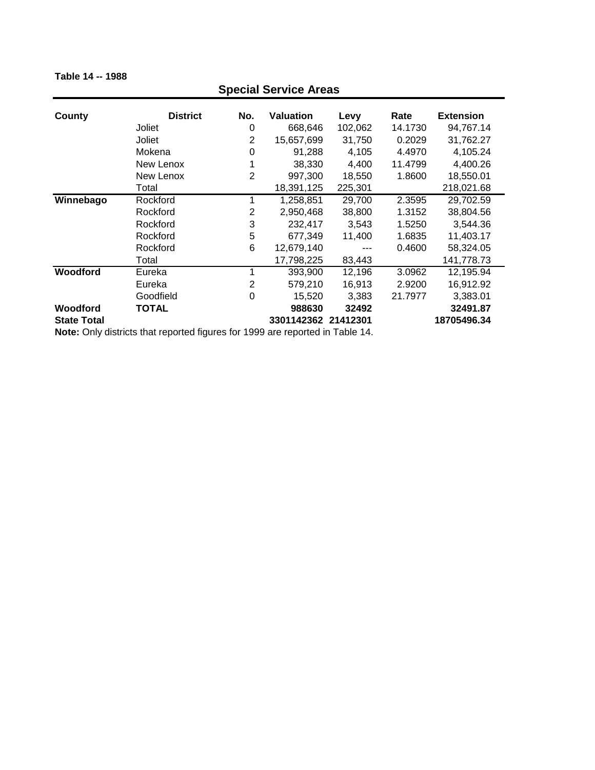**Table 14 -- 1988**

## Special Service Areas

| County | District | No. | Valuation | Levy | Rate | Extension |
|---|---|---|---|---|---|---|
| | Joliet | 0 | 668,646 | 102,062 | 14.1730 | 94,767.14 |
| | Joliet | 2 | 15,657,699 | 31,750 | 0.2029 | 31,762.27 |
| | Mokena | 0 | 91,288 | 4,105 | 4.4970 | 4,105.24 |
| | New Lenox | 1 | 38,330 | 4,400 | 11.4799 | 4,400.26 |
| | New Lenox | 2 | 997,300 | 18,550 | 1.8600 | 18,550.01 |
| | Total | | 18,391,125 | 225,301 | | 218,021.68 |
| **Winnebago** | Rockford | 1 | 1,258,851 | 29,700 | 2.3595 | 29,702.59 |
| | Rockford | 2 | 2,950,468 | 38,800 | 1.3152 | 38,804.56 |
| | Rockford | 3 | 232,417 | 3,543 | 1.5250 | 3,544.36 |
| | Rockford | 5 | 677,349 | 11,400 | 1.6835 | 11,403.17 |
| | Rockford | 6 | 12,679,140 | --- | 0.4600 | 58,324.05 |
| | Total | | 17,798,225 | 83,443 | | 141,778.73 |
| **Woodford** | Eureka | 1 | 393,900 | 12,196 | 3.0962 | 12,195.94 |
| | Eureka | 2 | 579,210 | 16,913 | 2.9200 | 16,912.92 |
| | Goodfield | 0 | 15,520 | 3,383 | 21.7977 | 3,383.01 |
| **Woodford** | **TOTAL** | | **988630** | **32492** | | **32491.87** |
| **State Total** | | | **3301142362** | **21412301** | | **18705496.34** |

**Note:** Only districts that reported figures for 1999 are reported in Table 14.